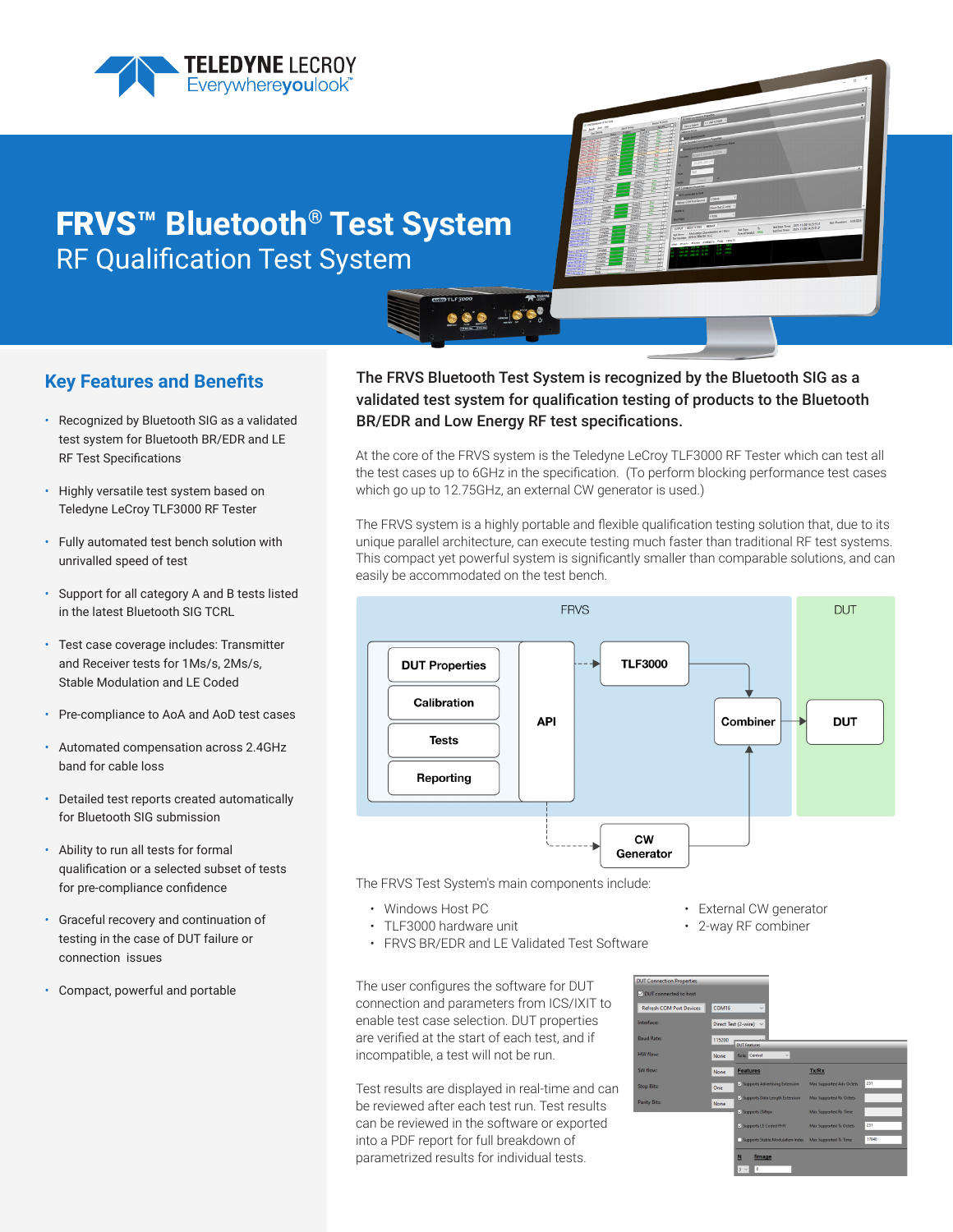# FRVS™ Bluetooth® Test System

## RF Qualification Test System

## Key Features and Benefits

- Recognized by Bluetooth SIG as a validated test system for Bluetooth BR/EDR and LE RF Test Specifications
- Highly versatile test system based on Teledyne LeCroy TLF3000 RF Tester
- Fully automated test bench solution with unrivalled speed of test
- Support for all category A and B tests listed in the latest Bluetooth SIG TCRL
- Test case coverage includes: Transmitter and Receiver tests for 1Ms/s, 2Ms/s, Stable Modulation and LE Coded
- Pre-compliance to AoA and AoD test cases
- Automated compensation across 2.4GHz band for cable loss
- Detailed test reports created automatically for Bluetooth SIG submission
- Ability to run all tests for formal qualification or a selected subset of tests for pre-compliance confidence
- Graceful recovery and continuation of testing in the case of DUT failure or connection issues
- Compact, powerful and portable

**The FRVS Bluetooth Test System is recognized by the Bluetooth SIG as a validated test system for qualification testing of products to the Bluetooth BR/EDR and Low Energy RF test specifications.**

At the core of the FRVS system is the Teledyne LeCroy TLF3000 RF Tester which can test all the test cases up to 6GHz in the specification. (To perform blocking performance test cases which go up to 12.75GHz, an external CW generator is used.)

The FRVS system is a highly portable and flexible qualification testing solution that, due to its unique parallel architecture, can execute testing much faster than traditional RF test systems. This compact yet powerful system is significantly smaller than comparable solutions, and can easily be accommodated on the test bench.

FRVS: DUT Properties, Calibration, Tests, Reporting → API → TLF3000 → Combiner → DUT; API → CW Generator → Combiner

The FRVS Test System's main components include:

- Windows Host PC
- TLF3000 hardware unit
- FRVS BR/EDR and LE Validated Test Software
- External CW generator
- 2-way RF combiner

The user configures the software for DUT connection and parameters from ICS/IXIT to enable test case selection. DUT properties are verified at the start of each test run, and if incompatible, a test will not be run.

Test results are displayed in real-time and can be reviewed after each test run. Test results can be reviewed in the software or exported into a PDF report for full breakdown of parametrized results for individual tests.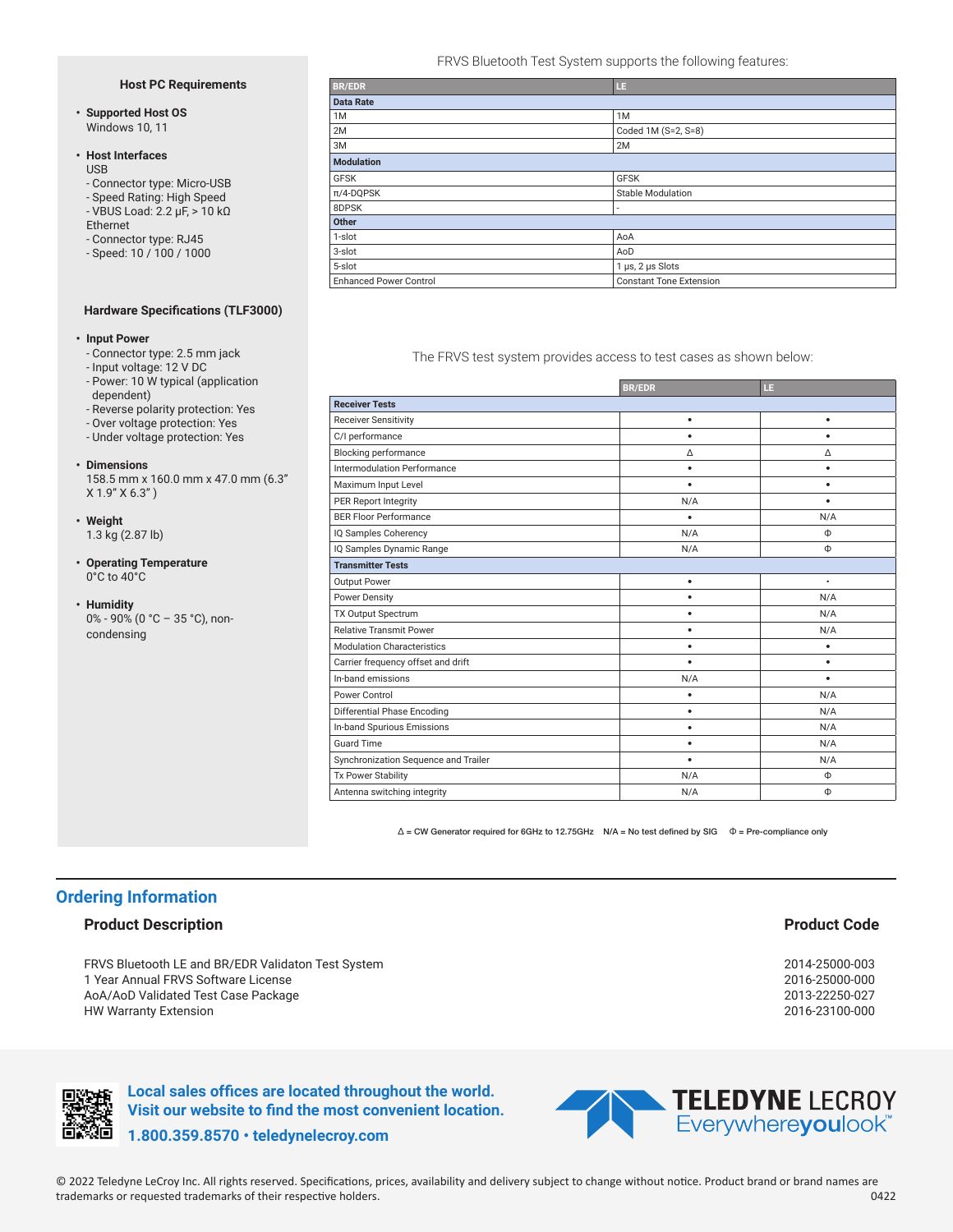### Host PC Requirements

- **Supported Host OS**
  Windows 10, 11
- **Host Interfaces**
  USB
  - Connector type: Micro-USB
  - Speed Rating: High Speed
  - VBUS Load: 2.2 µF, > 10 kΩ
  
  Ethernet
  - Connector type: RJ45
  - Speed: 10 / 100 / 1000

### Hardware Specifications (TLF3000)

- **Input Power**
  - Connector type: 2.5 mm jack
  - Input voltage: 12 V DC
  - Power: 10 W typical (application dependent)
  - Reverse polarity protection: Yes
  - Over voltage protection: Yes
  - Under voltage protection: Yes
- **Dimensions**
  158.5 mm x 160.0 mm x 47.0 mm (6.3" X 1.9" X 6.3" )
- **Weight**
  1.3 kg (2.87 lb)
- **Operating Temperature**
  0°C to 40°C
- **Humidity**
  0% - 90% (0 °C – 35 °C), non-condensing

FRVS Bluetooth Test System supports the following features:

| BR/EDR | LE |
|---|---|
| **Data Rate** | |
| 1M | 1M |
| 2M | Coded 1M (S=2, S=8) |
| 3M | 2M |
| **Modulation** | |
| GFSK | GFSK |
| π/4-DQPSK | Stable Modulation |
| 8DPSK | - |
| **Other** | |
| 1-slot | AoA |
| 3-slot | AoD |
| 5-slot | 1 µs, 2 µs Slots |
| Enhanced Power Control | Constant Tone Extension |

The FRVS test system provides access to test cases as shown below:

| | BR/EDR | LE |
|---|---|---|
| **Receiver Tests** | | |
| Receiver Sensitivity | • | • |
| C/I performance | • | • |
| Blocking performance | Δ | Δ |
| Intermodulation Performance | • | • |
| Maximum Input Level | • | • |
| PER Report Integrity | N/A | • |
| BER Floor Performance | • | N/A |
| IQ Samples Coherency | N/A | Φ |
| IQ Samples Dynamic Range | N/A | Φ |
| **Transmitter Tests** | | |
| Output Power | • | • |
| Power Density | • | N/A |
| TX Output Spectrum | • | N/A |
| Relative Transmit Power | • | N/A |
| Modulation Characteristics | • | • |
| Carrier frequency offset and drift | • | • |
| In-band emissions | N/A | • |
| Power Control | • | N/A |
| Differential Phase Encoding | • | N/A |
| In-band Spurious Emissions | • | N/A |
| Guard Time | • | N/A |
| Synchronization Sequence and Trailer | • | N/A |
| Tx Power Stability | N/A | Φ |
| Antenna switching integrity | N/A | Φ |

Δ = CW Generator required for 6GHz to 12.75GHz    N/A = No test defined by SIG    Φ = Pre-compliance only

## Ordering Information

| Product Description | Product Code |
|---|---|
| FRVS Bluetooth LE and BR/EDR Validaton Test System | 2014-25000-003 |
| 1 Year Annual FRVS Software License | 2016-25000-000 |
| AoA/AoD Validated Test Case Package | 2013-22250-027 |
| HW Warranty Extension | 2016-23100-000 |

**Local sales offices are located throughout the world. Visit our website to find the most convenient location.**

**1.800.359.8570 • teledynelecroy.com**

TELEDYNE LECROY
Everywhereyoulook™

© 2022 Teledyne LeCroy Inc. All rights reserved. Specifications, prices, availability and delivery subject to change without notice. Product brand or brand names are trademarks or requested trademarks of their respective holders.

0422